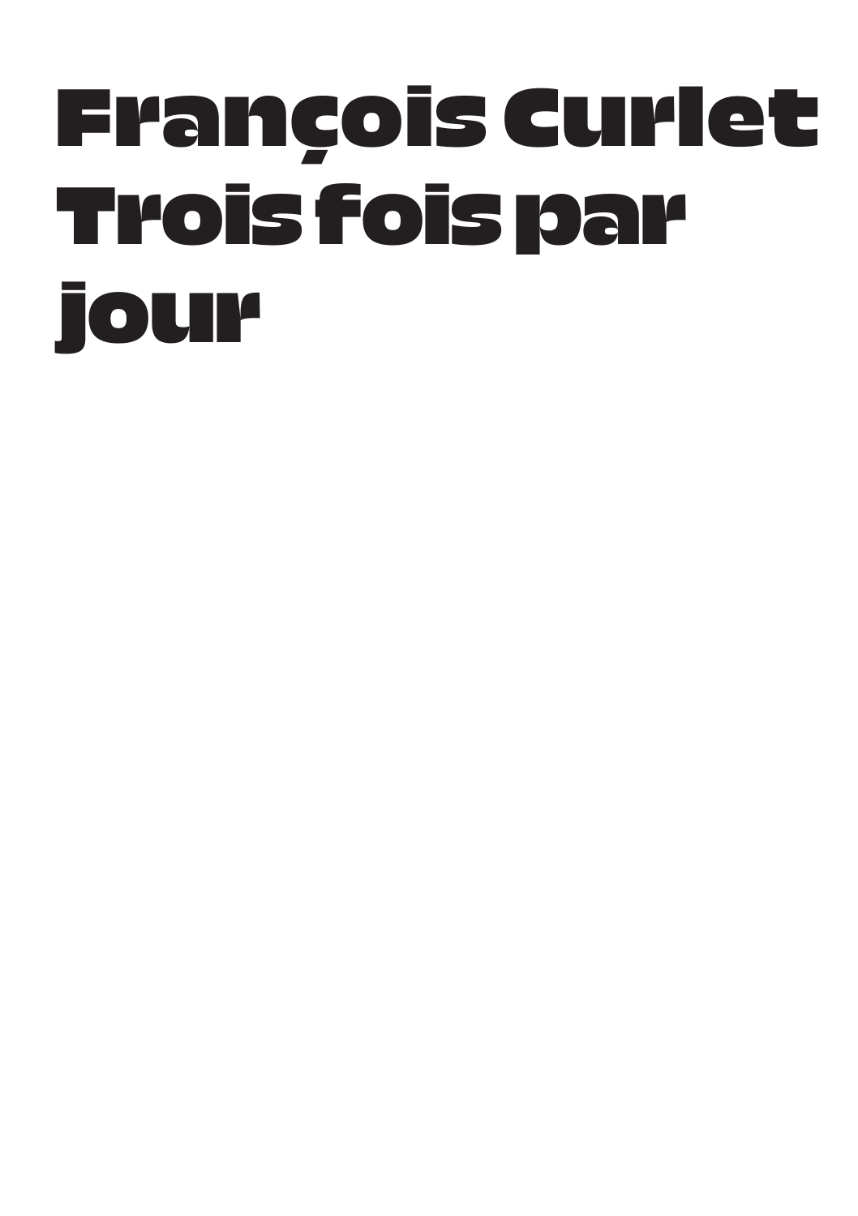# François Curlet
# Trois fois par jour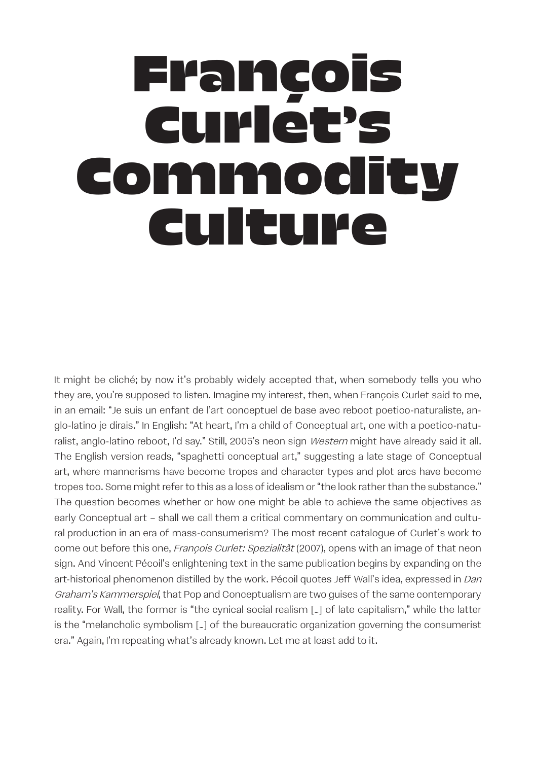# François Curlet's Commodity Culture

It might be cliché; by now it's probably widely accepted that, when somebody tells you who they are, you're supposed to listen. Imagine my interest, then, when François Curlet said to me, in an email: "Je suis un enfant de l'art conceptuel de base avec reboot poetico-naturaliste, anglo-latino je dirais." In English: "At heart, I'm a child of Conceptual art, one with a poetico-naturalist, anglo-latino reboot, I'd say." Still, 2005's neon sign *Western* might have already said it all. The English version reads, "spaghetti conceptual art," suggesting a late stage of Conceptual art, where mannerisms have become tropes and character types and plot arcs have become tropes too. Some might refer to this as a loss of idealism or "the look rather than the substance." The question becomes whether or how one might be able to achieve the same objectives as early Conceptual art – shall we call them a critical commentary on communication and cultural production in an era of mass-consumerism? The most recent catalogue of Curlet's work to come out before this one, *François Curlet: Spezialität* (2007), opens with an image of that neon sign. And Vincent Pécoil's enlightening text in the same publication begins by expanding on the art-historical phenomenon distilled by the work. Pécoil quotes Jeff Wall's idea, expressed in *Dan Graham's Kammerspiel*, that Pop and Conceptualism are two guises of the same contemporary reality. For Wall, the former is "the cynical social realism […] of late capitalism," while the latter is the "melancholic symbolism […] of the bureaucratic organization governing the consumerist era." Again, I'm repeating what's already known. Let me at least add to it.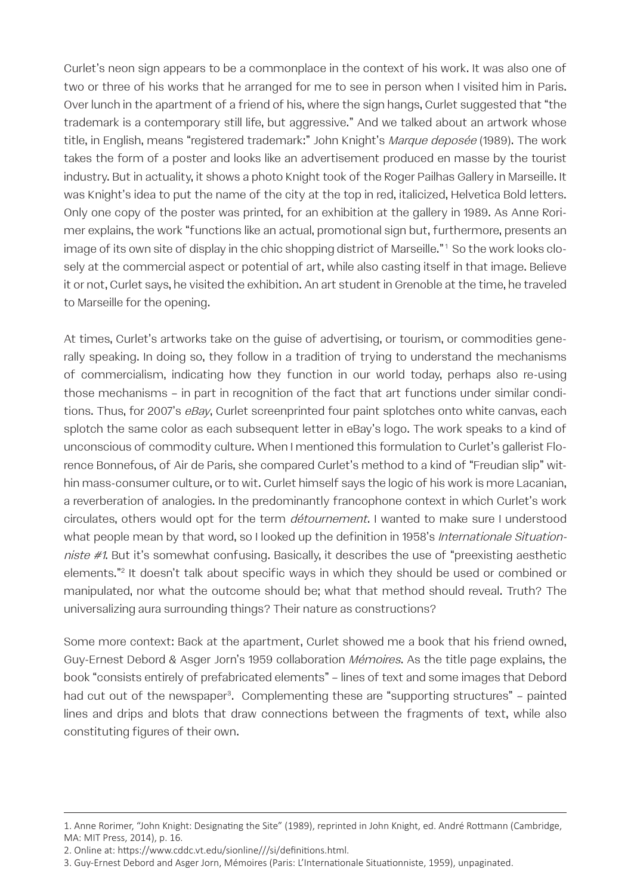Curlet's neon sign appears to be a commonplace in the context of his work. It was also one of two or three of his works that he arranged for me to see in person when I visited him in Paris. Over lunch in the apartment of a friend of his, where the sign hangs, Curlet suggested that "the trademark is a contemporary still life, but aggressive." And we talked about an artwork whose title, in English, means "registered trademark:" John Knight's *Marque deposée* (1989). The work takes the form of a poster and looks like an advertisement produced en masse by the tourist industry. But in actuality, it shows a photo Knight took of the Roger Pailhas Gallery in Marseille. It was Knight's idea to put the name of the city at the top in red, italicized, Helvetica Bold letters. Only one copy of the poster was printed, for an exhibition at the gallery in 1989. As Anne Rorimer explains, the work "functions like an actual, promotional sign but, furthermore, presents an image of its own site of display in the chic shopping district of Marseille."[1] So the work looks closely at the commercial aspect or potential of art, while also casting itself in that image. Believe it or not, Curlet says, he visited the exhibition. An art student in Grenoble at the time, he traveled to Marseille for the opening.

At times, Curlet's artworks take on the guise of advertising, or tourism, or commodities generally speaking. In doing so, they follow in a tradition of trying to understand the mechanisms of commercialism, indicating how they function in our world today, perhaps also re-using those mechanisms – in part in recognition of the fact that art functions under similar conditions. Thus, for 2007's *eBay*, Curlet screenprinted four paint splotches onto white canvas, each splotch the same color as each subsequent letter in eBay's logo. The work speaks to a kind of unconscious of commodity culture. When I mentioned this formulation to Curlet's gallerist Florence Bonnefous, of Air de Paris, she compared Curlet's method to a kind of "Freudian slip" within mass-consumer culture, or to wit. Curlet himself says the logic of his work is more Lacanian, a reverberation of analogies. In the predominantly francophone context in which Curlet's work circulates, others would opt for the term *détournement*. I wanted to make sure I understood what people mean by that word, so I looked up the definition in 1958's *Internationale Situationniste #1*. But it's somewhat confusing. Basically, it describes the use of "preexisting aesthetic elements."[2] It doesn't talk about specific ways in which they should be used or combined or manipulated, nor what the outcome should be; what that method should reveal. Truth? The universalizing aura surrounding things? Their nature as constructions?

Some more context: Back at the apartment, Curlet showed me a book that his friend owned, Guy-Ernest Debord & Asger Jorn's 1959 collaboration *Mémoires*. As the title page explains, the book "consists entirely of prefabricated elements" – lines of text and some images that Debord had cut out of the newspaper[3]. Complementing these are "supporting structures" – painted lines and drips and blots that draw connections between the fragments of text, while also constituting figures of their own.

---

1. Anne Rorimer, "John Knight: Designating the Site" (1989), reprinted in John Knight, ed. André Rottmann (Cambridge, MA: MIT Press, 2014), p. 16.
2. Online at: https://www.cddc.vt.edu/sionline///si/definitions.html.
3. Guy-Ernest Debord and Asger Jorn, Mémoires (Paris: L'Internationale Situationniste, 1959), unpaginated.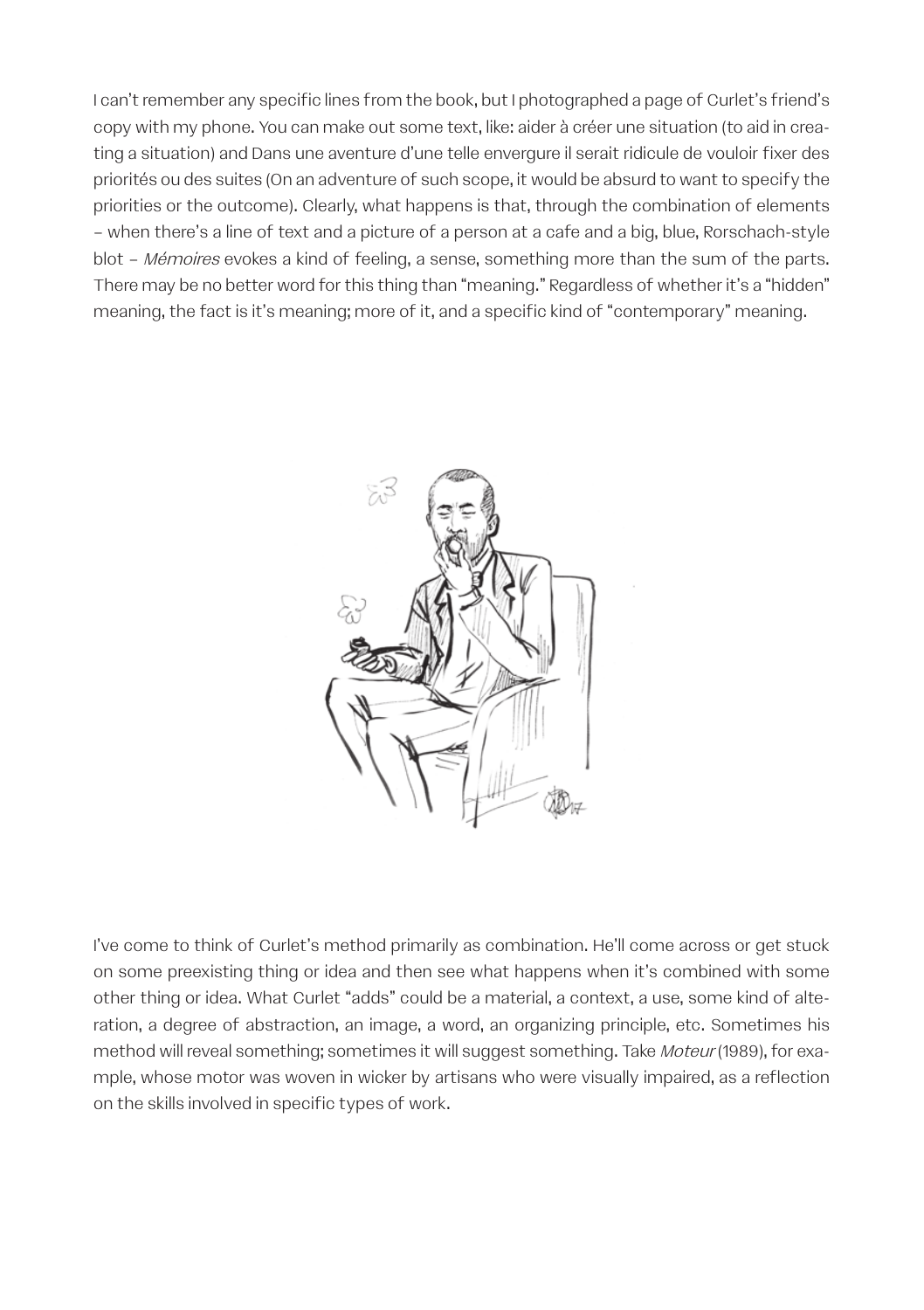I can't remember any specific lines from the book, but I photographed a page of Curlet's friend's copy with my phone. You can make out some text, like: aider à créer une situation (to aid in creating a situation) and Dans une aventure d'une telle envergure il serait ridicule de vouloir fixer des priorités ou des suites (On an adventure of such scope, it would be absurd to want to specify the priorities or the outcome). Clearly, what happens is that, through the combination of elements – when there's a line of text and a picture of a person at a cafe and a big, blue, Rorschach-style blot – *Mémoires* evokes a kind of feeling, a sense, something more than the sum of the parts. There may be no better word for this thing than "meaning." Regardless of whether it's a "hidden" meaning, the fact is it's meaning; more of it, and a specific kind of "contemporary" meaning.

I've come to think of Curlet's method primarily as combination. He'll come across or get stuck on some preexisting thing or idea and then see what happens when it's combined with some other thing or idea. What Curlet "adds" could be a material, a context, a use, some kind of alteration, a degree of abstraction, an image, a word, an organizing principle, etc. Sometimes his method will reveal something; sometimes it will suggest something. Take *Moteur* (1989), for example, whose motor was woven in wicker by artisans who were visually impaired, as a reflection on the skills involved in specific types of work.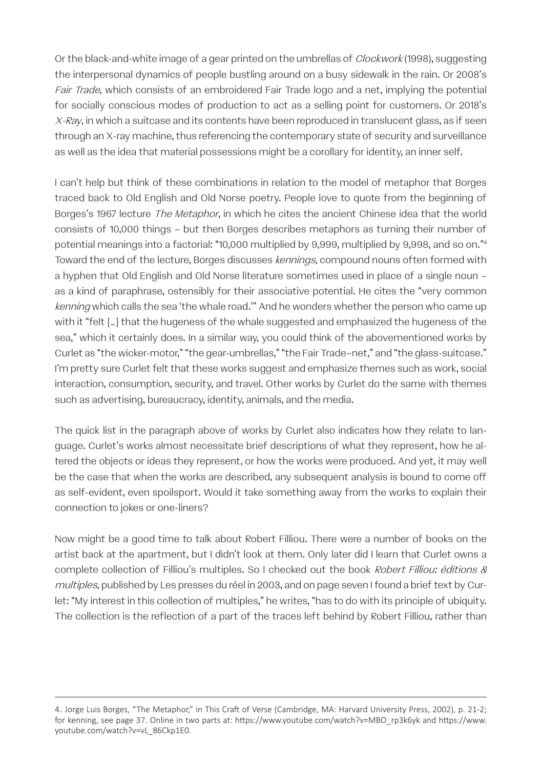Or the black-and-white image of a gear printed on the umbrellas of *Clockwork* (1998), suggesting the interpersonal dynamics of people bustling around on a busy sidewalk in the rain. Or 2008's *Fair Trade*, which consists of an embroidered Fair Trade logo and a net, implying the potential for socially conscious modes of production to act as a selling point for customers. Or 2018's *X-Ray*, in which a suitcase and its contents have been reproduced in translucent glass, as if seen through an X-ray machine, thus referencing the contemporary state of security and surveillance as well as the idea that material possessions might be a corollary for identity, an inner self.

I can't help but think of these combinations in relation to the model of metaphor that Borges traced back to Old English and Old Norse poetry. People love to quote from the beginning of Borges's 1967 lecture *The Metaphor*, in which he cites the ancient Chinese idea that the world consists of 10,000 things – but then Borges describes metaphors as turning their number of potential meanings into a factorial: "10,000 multiplied by 9,999, multiplied by 9,998, and so on."[4] Toward the end of the lecture, Borges discusses *kennings,* compound nouns often formed with a hyphen that Old English and Old Norse literature sometimes used in place of a single noun – as a kind of paraphrase, ostensibly for their associative potential. He cites the "very common *kenning* which calls the sea 'the whale road.'" And he wonders whether the person who came up with it "felt […] that the hugeness of the whale suggested and emphasized the hugeness of the sea," which it certainly does. In a similar way, you could think of the abovementioned works by Curlet as "the wicker-motor," "the gear-umbrellas," "the Fair Trade–net," and "the glass-suitcase." I'm pretty sure Curlet felt that these works suggest and emphasize themes such as work, social interaction, consumption, security, and travel. Other works by Curlet do the same with themes such as advertising, bureaucracy, identity, animals, and the media.

The quick list in the paragraph above of works by Curlet also indicates how they relate to language. Curlet's works almost necessitate brief descriptions of what they represent, how he altered the objects or ideas they represent, or how the works were produced. And yet, it may well be the case that when the works are described, any subsequent analysis is bound to come off as self-evident, even spoilsport. Would it take something away from the works to explain their connection to jokes or one-liners?

Now might be a good time to talk about Robert Filliou. There were a number of books on the artist back at the apartment, but I didn't look at them. Only later did I learn that Curlet owns a complete collection of Filliou's multiples. So I checked out the book *Robert Filliou: éditions & multiples*, published by Les presses du réel in 2003, and on page seven I found a brief text by Curlet: "My interest in this collection of multiples," he writes, "has to do with its principle of ubiquity. The collection is the reflection of a part of the traces left behind by Robert Filliou, rather than

---

4. Jorge Luis Borges, "The Metaphor," in This Craft of Verse (Cambridge, MA: Harvard University Press, 2002), p. 21-2; for kenning, see page 37. Online in two parts at: https://www.youtube.com/watch?v=MBO_rp3k6yk and https://www.youtube.com/watch?v=vL_86Ckp1E0.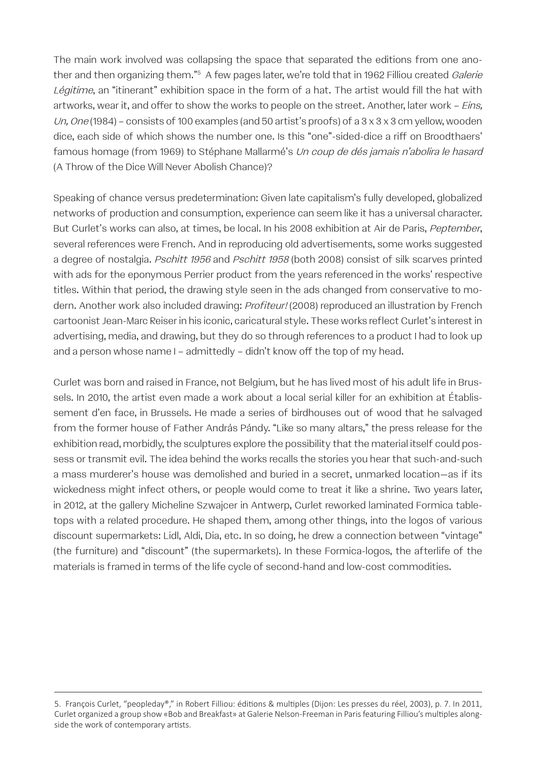The main work involved was collapsing the space that separated the editions from one another and then organizing them."[5] A few pages later, we're told that in 1962 Filliou created *Galerie Légitime*, an "itinerant" exhibition space in the form of a hat. The artist would fill the hat with artworks, wear it, and offer to show the works to people on the street. Another, later work – *Eins, Un, One* (1984) – consists of 100 examples (and 50 artist's proofs) of a 3 x 3 x 3 cm yellow, wooden dice, each side of which shows the number one. Is this "one"-sided-dice a riff on Broodthaers' famous homage (from 1969) to Stéphane Mallarmé's *Un coup de dés jamais n'abolira le hasard* (A Throw of the Dice Will Never Abolish Chance)?

Speaking of chance versus predetermination: Given late capitalism's fully developed, globalized networks of production and consumption, experience can seem like it has a universal character. But Curlet's works can also, at times, be local. In his 2008 exhibition at Air de Paris, *Peptember*, several references were French. And in reproducing old advertisements, some works suggested a degree of nostalgia. *Pschitt 1956* and *Pschitt 1958* (both 2008) consist of silk scarves printed with ads for the eponymous Perrier product from the years referenced in the works' respective titles. Within that period, the drawing style seen in the ads changed from conservative to modern. Another work also included drawing: *Profiteur!* (2008) reproduced an illustration by French cartoonist Jean-Marc Reiser in his iconic, caricatural style. These works reflect Curlet's interest in advertising, media, and drawing, but they do so through references to a product I had to look up and a person whose name I – admittedly – didn't know off the top of my head.

Curlet was born and raised in France, not Belgium, but he has lived most of his adult life in Brussels. In 2010, the artist even made a work about a local serial killer for an exhibition at Établissement d'en face, in Brussels. He made a series of birdhouses out of wood that he salvaged from the former house of Father András Pándy. "Like so many altars," the press release for the exhibition read, morbidly, the sculptures explore the possibility that the material itself could possess or transmit evil. The idea behind the works recalls the stories you hear that such-and-such a mass murderer's house was demolished and buried in a secret, unmarked location—as if its wickedness might infect others, or people would come to treat it like a shrine. Two years later, in 2012, at the gallery Micheline Szwajcer in Antwerp, Curlet reworked laminated Formica tabletops with a related procedure. He shaped them, among other things, into the logos of various discount supermarkets: Lidl, Aldi, Dia, etc. In so doing, he drew a connection between "vintage" (the furniture) and "discount" (the supermarkets). In these Formica-logos, the afterlife of the materials is framed in terms of the life cycle of second-hand and low-cost commodities.

---

5. François Curlet, "peopleday®," in Robert Filliou: éditions & multiples (Dijon: Les presses du réel, 2003), p. 7. In 2011, Curlet organized a group show «Bob and Breakfast» at Galerie Nelson-Freeman in Paris featuring Filliou's multiples alongside the work of contemporary artists.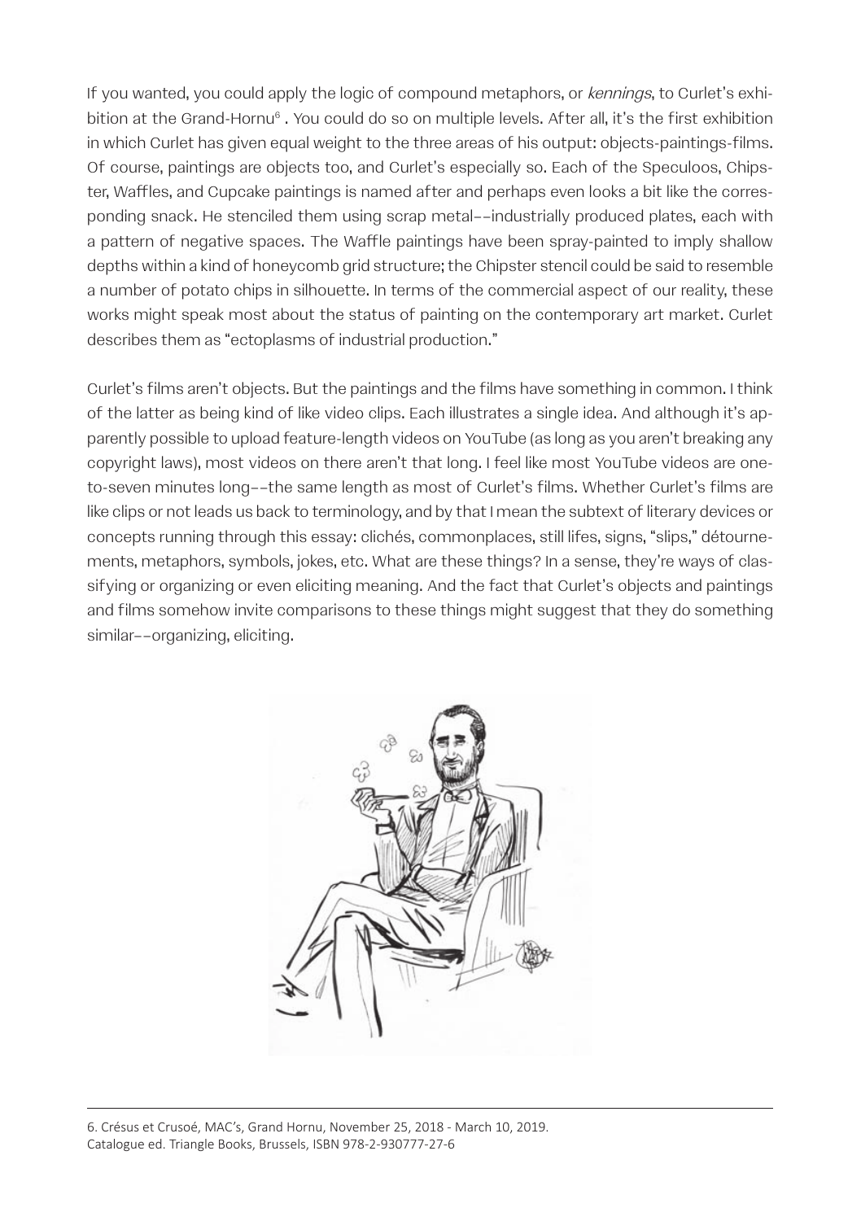If you wanted, you could apply the logic of compound metaphors, or *kennings*, to Curlet's exhibition at the Grand-Hornu[6] . You could do so on multiple levels. After all, it's the first exhibition in which Curlet has given equal weight to the three areas of his output: objects-paintings-films. Of course, paintings are objects too, and Curlet's especially so. Each of the Speculoos, Chipster, Waffles, and Cupcake paintings is named after and perhaps even looks a bit like the corresponding snack. He stenciled them using scrap metal––industrially produced plates, each with a pattern of negative spaces. The Waffle paintings have been spray-painted to imply shallow depths within a kind of honeycomb grid structure; the Chipster stencil could be said to resemble a number of potato chips in silhouette. In terms of the commercial aspect of our reality, these works might speak most about the status of painting on the contemporary art market. Curlet describes them as "ectoplasms of industrial production."

Curlet's films aren't objects. But the paintings and the films have something in common. I think of the latter as being kind of like video clips. Each illustrates a single idea. And although it's apparently possible to upload feature-length videos on YouTube (as long as you aren't breaking any copyright laws), most videos on there aren't that long. I feel like most YouTube videos are one-to-seven minutes long––the same length as most of Curlet's films. Whether Curlet's films are like clips or not leads us back to terminology, and by that I mean the subtext of literary devices or concepts running through this essay: clichés, commonplaces, still lifes, signs, "slips," détournements, metaphors, symbols, jokes, etc. What are these things? In a sense, they're ways of classifying or organizing or even eliciting meaning. And the fact that Curlet's objects and paintings and films somehow invite comparisons to these things might suggest that they do something similar––organizing, eliciting.

---

6. Crésus et Crusoé, MAC's, Grand Hornu, November 25, 2018 - March 10, 2019.
Catalogue ed. Triangle Books, Brussels, ISBN 978-2-930777-27-6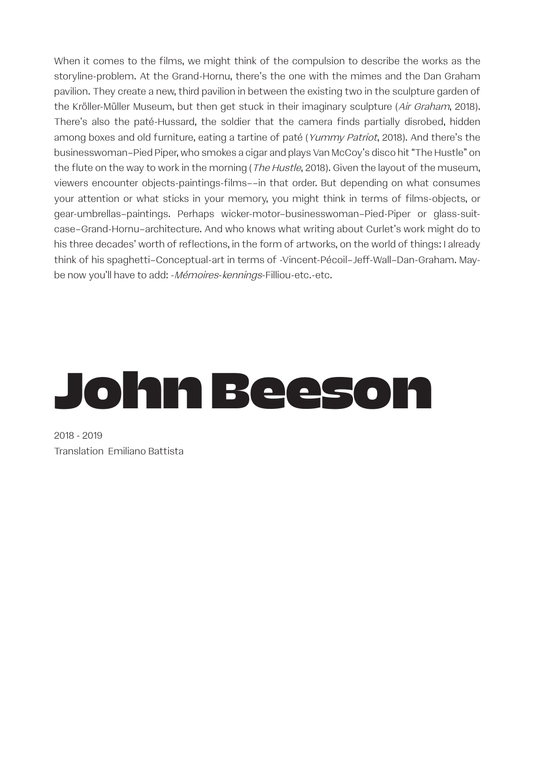When it comes to the films, we might think of the compulsion to describe the works as the storyline-problem. At the Grand-Hornu, there's the one with the mimes and the Dan Graham pavilion. They create a new, third pavilion in between the existing two in the sculpture garden of the Kröller-Müller Museum, but then get stuck in their imaginary sculpture (*Air Graham*, 2018). There's also the paté-Hussard, the soldier that the camera finds partially disrobed, hidden among boxes and old furniture, eating a tartine of paté (*Yummy Patriot*, 2018). And there's the businesswoman–Pied Piper, who smokes a cigar and plays Van McCoy's disco hit "The Hustle" on the flute on the way to work in the morning (*The Hustle*, 2018). Given the layout of the museum, viewers encounter objects-paintings-films––in that order. But depending on what consumes your attention or what sticks in your memory, you might think in terms of films-objects, or gear-umbrellas–paintings. Perhaps wicker-motor–businesswoman–Pied-Piper or glass-suitcase–Grand-Hornu–architecture. And who knows what writing about Curlet's work might do to his three decades' worth of reflections, in the form of artworks, on the world of things: I already think of his spaghetti–Conceptual-art in terms of -Vincent-Pécoil–Jeff-Wall–Dan-Graham. Maybe now you'll have to add: -*Mémoires-kennings*-Filliou-etc.-etc.

# John Beeson

2018 - 2019
Translation Emiliano Battista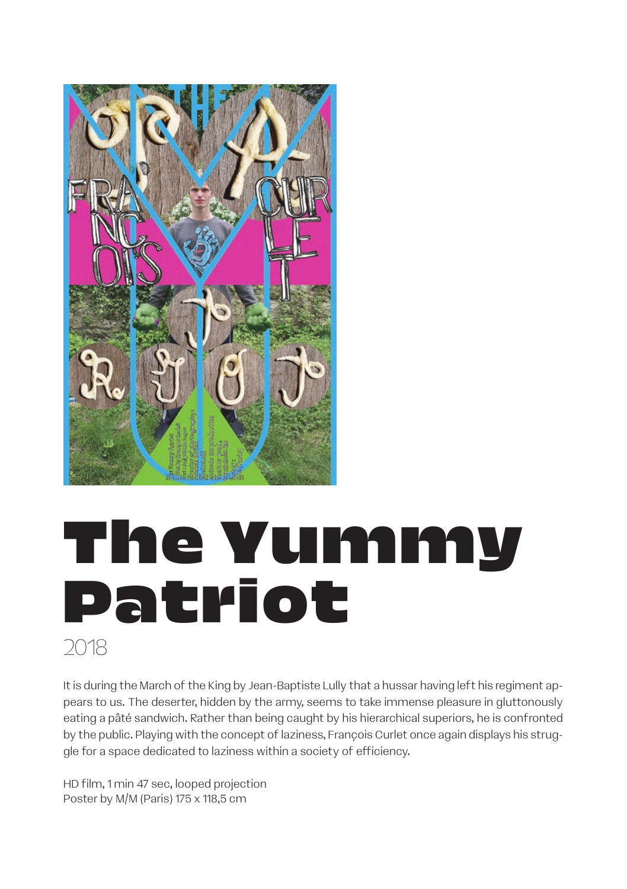# The Yummy Patriot

2018

It is during the March of the King by Jean-Baptiste Lully that a hussar having left his regiment appears to us. The deserter, hidden by the army, seems to take immense pleasure in gluttonously eating a pâté sandwich. Rather than being caught by his hierarchical superiors, he is confronted by the public. Playing with the concept of laziness, François Curlet once again displays his struggle for a space dedicated to laziness within a society of efficiency.

HD film, 1 min 47 sec, looped projection
Poster by M/M (Paris) 175 x 118,5 cm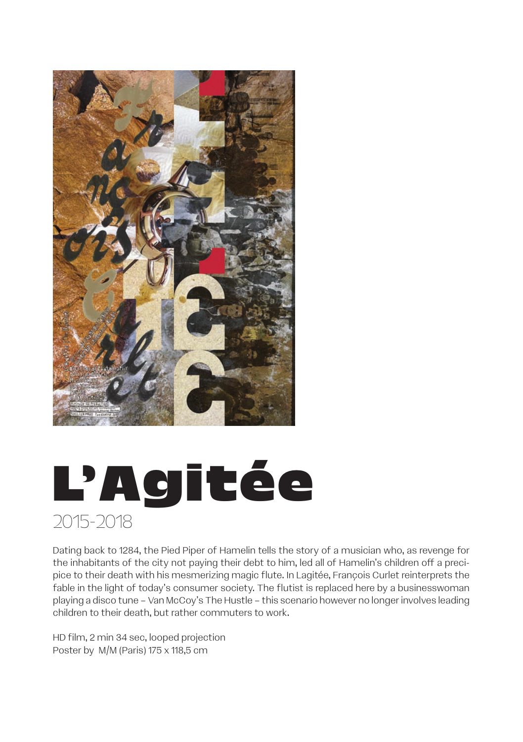# L'Agitée

2015-2018

Dating back to 1284, the Pied Piper of Hamelin tells the story of a musician who, as revenge for the inhabitants of the city not paying their debt to him, led all of Hamelin's children off a precipice to their death with his mesmerizing magic flute. In Lagitée, François Curlet reinterprets the fable in the light of today's consumer society. The flutist is replaced here by a businesswoman playing a disco tune – Van McCoy's The Hustle – this scenario however no longer involves leading children to their death, but rather commuters to work.

HD film, 2 min 34 sec, looped projection
Poster by M/M (Paris) 175 x 118,5 cm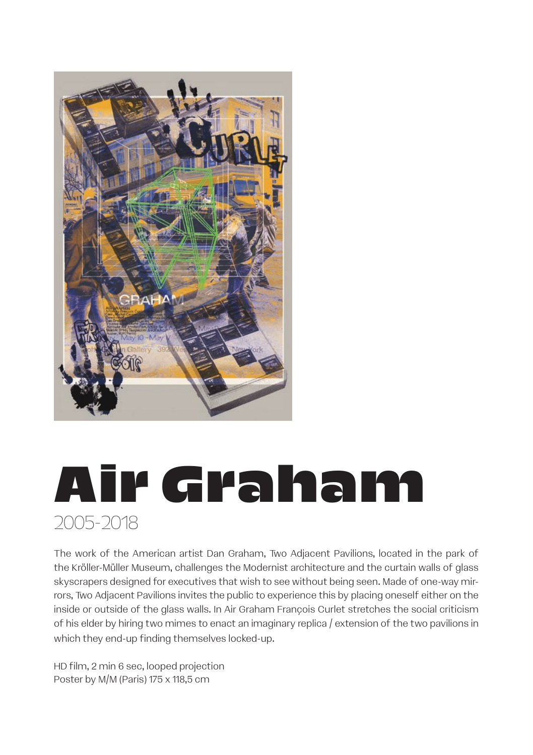# Air Graham

2005-2018

The work of the American artist Dan Graham, Two Adjacent Pavilions, located in the park of the Kröller-Müller Museum, challenges the Modernist architecture and the curtain walls of glass skyscrapers designed for executives that wish to see without being seen. Made of one-way mirrors, Two Adjacent Pavilions invites the public to experience this by placing oneself either on the inside or outside of the glass walls. In Air Graham François Curlet stretches the social criticism of his elder by hiring two mimes to enact an imaginary replica / extension of the two pavilions in which they end-up finding themselves locked-up.

HD film, 2 min 6 sec, looped projection
Poster by M/M (Paris) 175 x 118,5 cm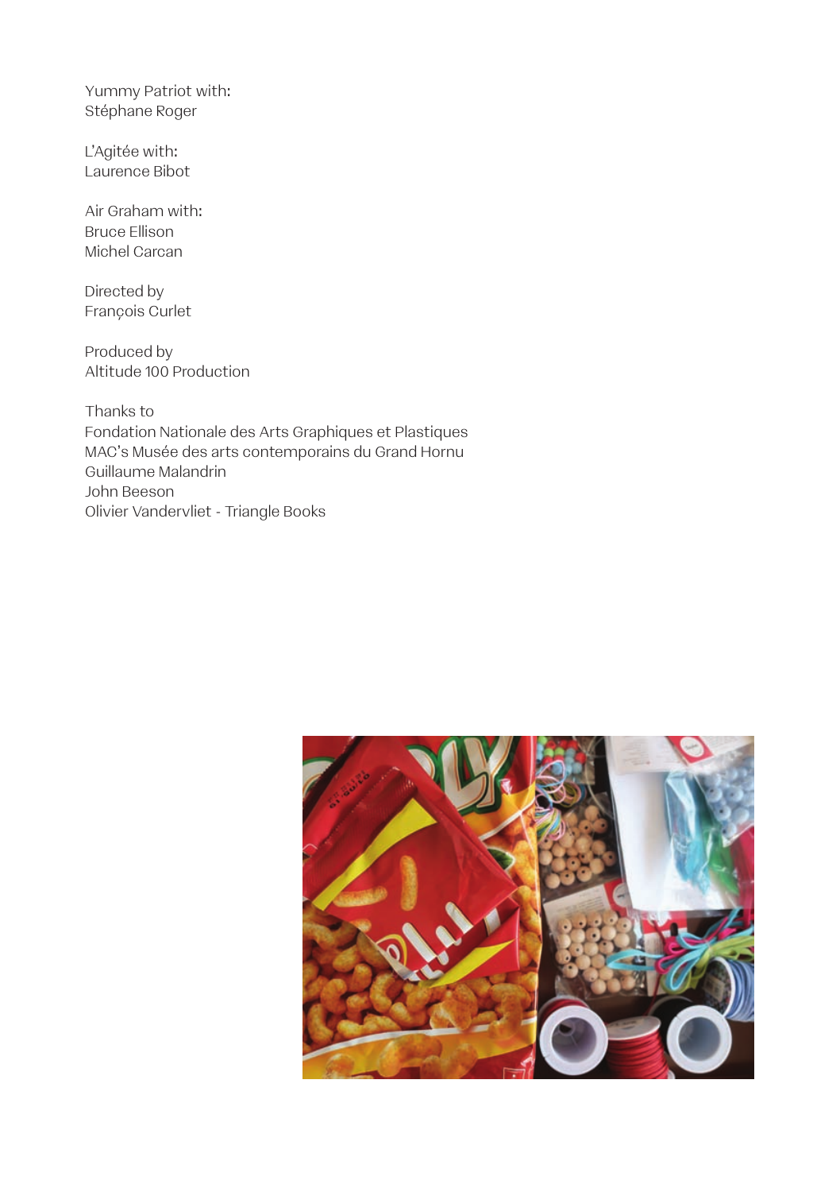Yummy Patriot with:
Stéphane Roger

L'Agitée with:
Laurence Bibot

Air Graham with:
Bruce Ellison
Michel Carcan

Directed by
François Curlet

Produced by
Altitude 100 Production

Thanks to
Fondation Nationale des Arts Graphiques et Plastiques
MAC's Musée des arts contemporains du Grand Hornu
Guillaume Malandrin
John Beeson
Olivier Vandervliet - Triangle Books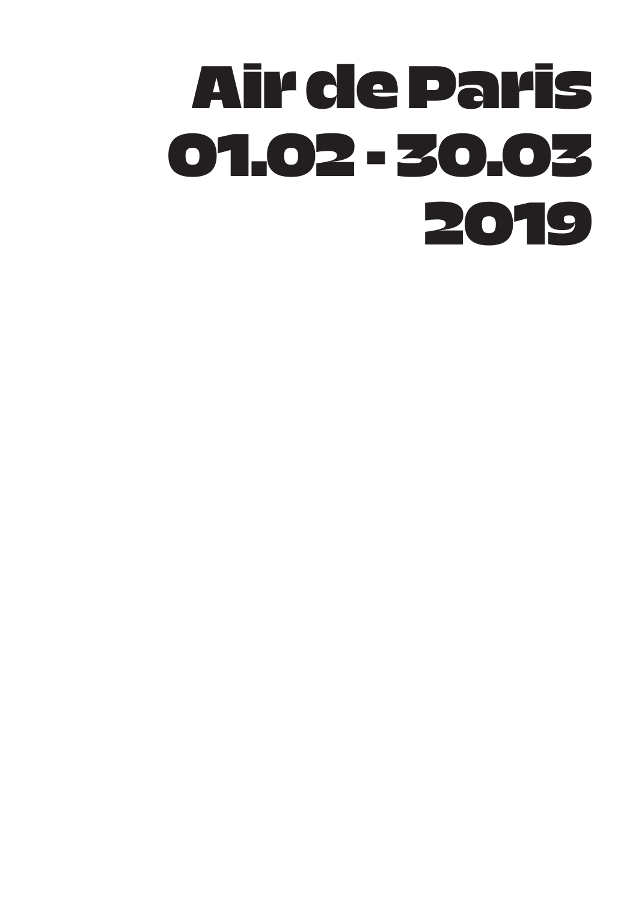# Air de Paris
# 01.02 - 30.03
# 2019